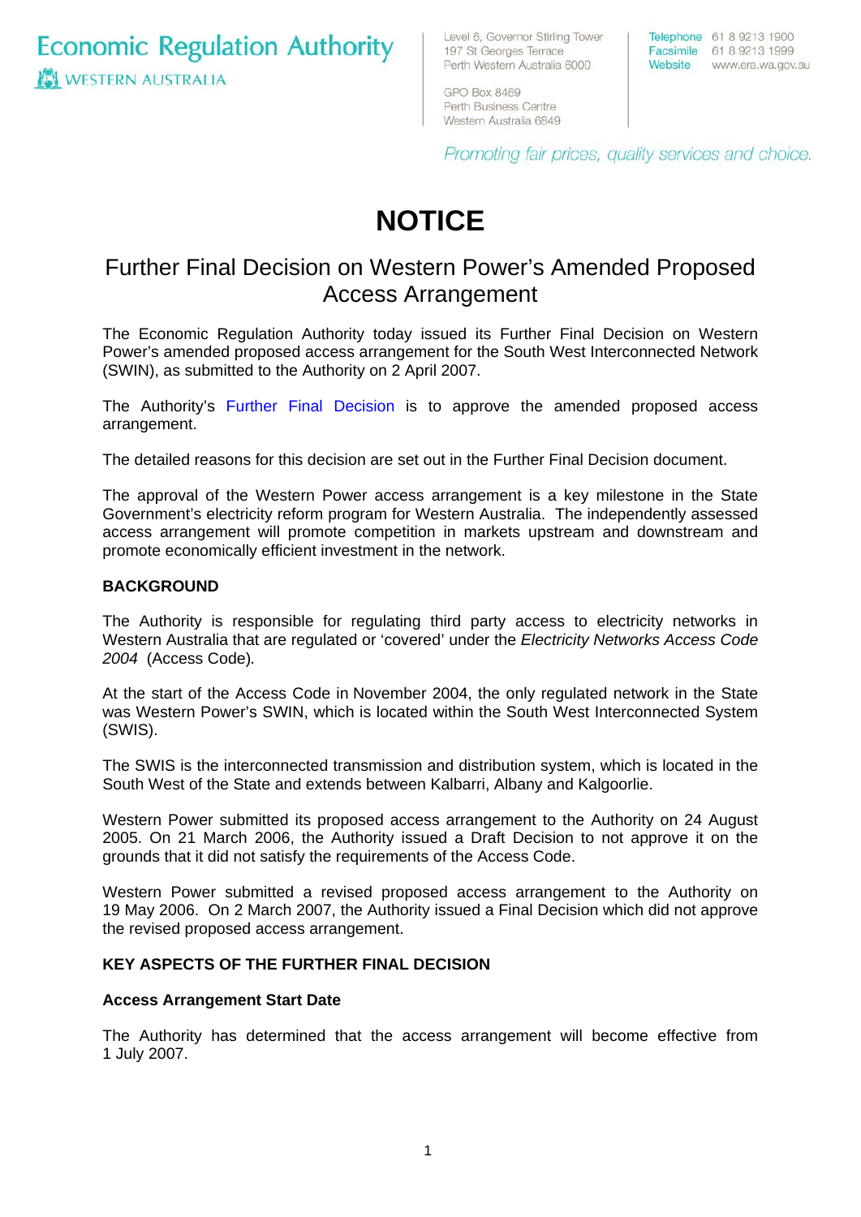Economic Regulation Authority
WESTERN AUSTRALIA

Level 6, Governor Stirling Tower
197 St Georges Terrace
Perth Western Australia 6000

GPO Box 8469
Perth Business Centre
Western Australia 6849

Telephone 61 8 9213 1900
Facsimile 61 8 9213 1999
Website www.era.wa.gov.au

*Promoting fair prices, quality services and choice.*

# NOTICE

## Further Final Decision on Western Power's Amended Proposed Access Arrangement

The Economic Regulation Authority today issued its Further Final Decision on Western Power's amended proposed access arrangement for the South West Interconnected Network (SWIN), as submitted to the Authority on 2 April 2007.

The Authority's Further Final Decision is to approve the amended proposed access arrangement.

The detailed reasons for this decision are set out in the Further Final Decision document.

The approval of the Western Power access arrangement is a key milestone in the State Government's electricity reform program for Western Australia. The independently assessed access arrangement will promote competition in markets upstream and downstream and promote economically efficient investment in the network.

### BACKGROUND

The Authority is responsible for regulating third party access to electricity networks in Western Australia that are regulated or 'covered' under the *Electricity Networks Access Code 2004* (Access Code).

At the start of the Access Code in November 2004, the only regulated network in the State was Western Power's SWIN, which is located within the South West Interconnected System (SWIS).

The SWIS is the interconnected transmission and distribution system, which is located in the South West of the State and extends between Kalbarri, Albany and Kalgoorlie.

Western Power submitted its proposed access arrangement to the Authority on 24 August 2005. On 21 March 2006, the Authority issued a Draft Decision to not approve it on the grounds that it did not satisfy the requirements of the Access Code.

Western Power submitted a revised proposed access arrangement to the Authority on 19 May 2006. On 2 March 2007, the Authority issued a Final Decision which did not approve the revised proposed access arrangement.

### KEY ASPECTS OF THE FURTHER FINAL DECISION

#### Access Arrangement Start Date

The Authority has determined that the access arrangement will become effective from 1 July 2007.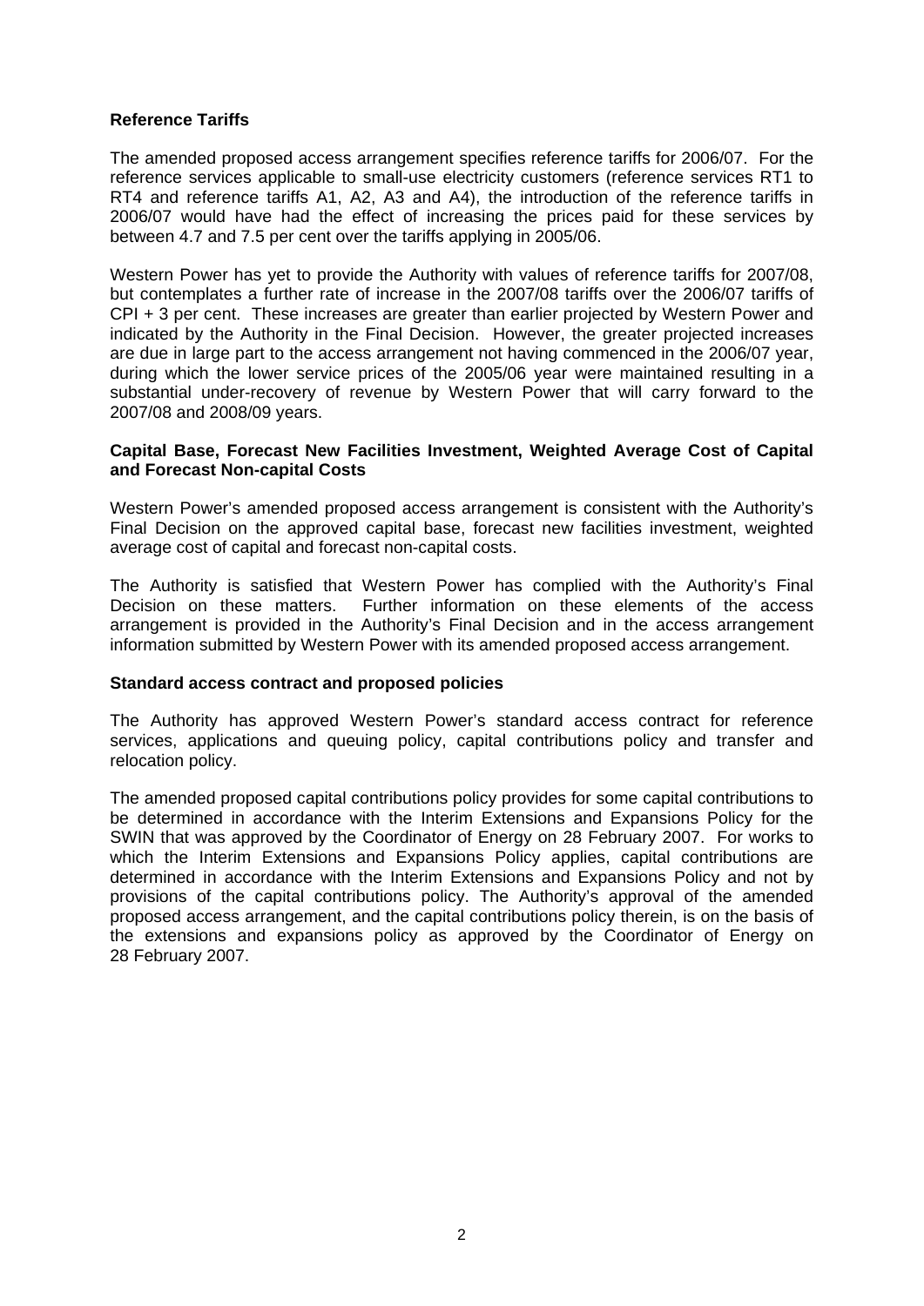**Reference Tariffs**

The amended proposed access arrangement specifies reference tariffs for 2006/07. For the reference services applicable to small-use electricity customers (reference services RT1 to RT4 and reference tariffs A1, A2, A3 and A4), the introduction of the reference tariffs in 2006/07 would have had the effect of increasing the prices paid for these services by between 4.7 and 7.5 per cent over the tariffs applying in 2005/06.

Western Power has yet to provide the Authority with values of reference tariffs for 2007/08, but contemplates a further rate of increase in the 2007/08 tariffs over the 2006/07 tariffs of CPI + 3 per cent. These increases are greater than earlier projected by Western Power and indicated by the Authority in the Final Decision. However, the greater projected increases are due in large part to the access arrangement not having commenced in the 2006/07 year, during which the lower service prices of the 2005/06 year were maintained resulting in a substantial under-recovery of revenue by Western Power that will carry forward to the 2007/08 and 2008/09 years.

**Capital Base, Forecast New Facilities Investment, Weighted Average Cost of Capital and Forecast Non-capital Costs**

Western Power's amended proposed access arrangement is consistent with the Authority's Final Decision on the approved capital base, forecast new facilities investment, weighted average cost of capital and forecast non-capital costs.

The Authority is satisfied that Western Power has complied with the Authority's Final Decision on these matters. Further information on these elements of the access arrangement is provided in the Authority's Final Decision and in the access arrangement information submitted by Western Power with its amended proposed access arrangement.

**Standard access contract and proposed policies**

The Authority has approved Western Power's standard access contract for reference services, applications and queuing policy, capital contributions policy and transfer and relocation policy.

The amended proposed capital contributions policy provides for some capital contributions to be determined in accordance with the Interim Extensions and Expansions Policy for the SWIN that was approved by the Coordinator of Energy on 28 February 2007. For works to which the Interim Extensions and Expansions Policy applies, capital contributions are determined in accordance with the Interim Extensions and Expansions Policy and not by provisions of the capital contributions policy. The Authority's approval of the amended proposed access arrangement, and the capital contributions policy therein, is on the basis of the extensions and expansions policy as approved by the Coordinator of Energy on 28 February 2007.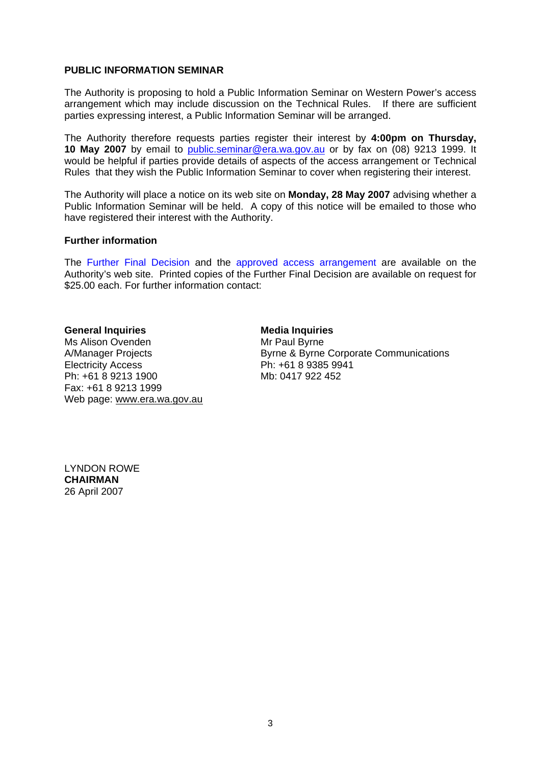**PUBLIC INFORMATION SEMINAR**

The Authority is proposing to hold a Public Information Seminar on Western Power's access arrangement which may include discussion on the Technical Rules. If there are sufficient parties expressing interest, a Public Information Seminar will be arranged.

The Authority therefore requests parties register their interest by **4:00pm on Thursday, 10 May 2007** by email to public.seminar@era.wa.gov.au or by fax on (08) 9213 1999. It would be helpful if parties provide details of aspects of the access arrangement or Technical Rules that they wish the Public Information Seminar to cover when registering their interest.

The Authority will place a notice on its web site on **Monday, 28 May 2007** advising whether a Public Information Seminar will be held. A copy of this notice will be emailed to those who have registered their interest with the Authority.

**Further information**

The Further Final Decision and the approved access arrangement are available on the Authority's web site. Printed copies of the Further Final Decision are available on request for $25.00 each. For further information contact:

**General Inquiries**
Ms Alison Ovenden
A/Manager Projects
Electricity Access
Ph: +61 8 9213 1900
Fax: +61 8 9213 1999
Web page: www.era.wa.gov.au

**Media Inquiries**
Mr Paul Byrne
Byrne & Byrne Corporate Communications
Ph: +61 8 9385 9941
Mb: 0417 922 452

LYNDON ROWE
**CHAIRMAN**
26 April 2007